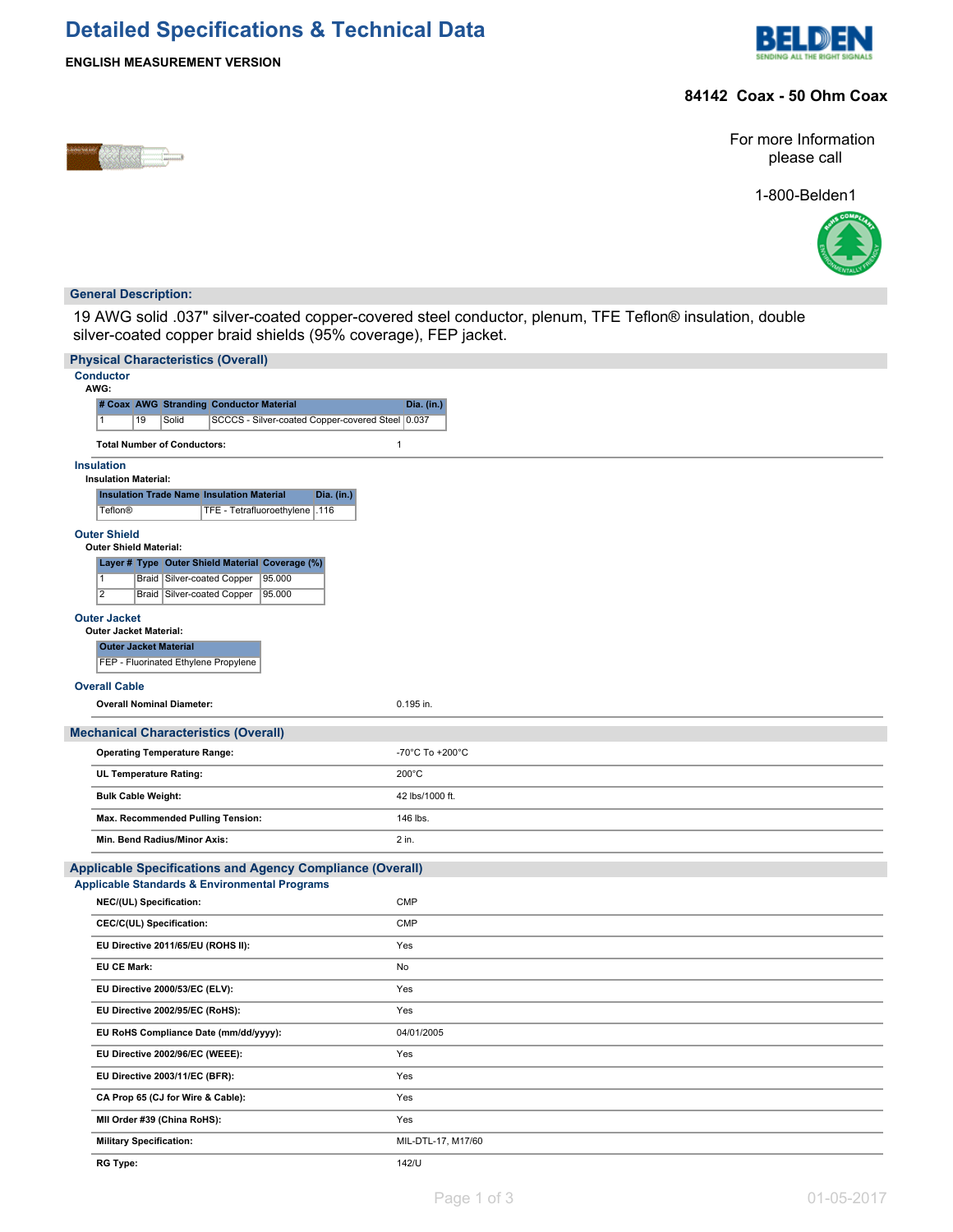# Detailed Specifications & Technical Data

**ENGLISH MEASUREMENT VERSION**

## 84142 Coax - 50 Ohm Coax

For more Information please call

1-800-Belden1

## General Description:

19 AWG solid .037" silver-coated copper-covered steel conductor, plenum, TFE Teflon® insulation, double silver-coated copper braid shields (95% coverage), FEP jacket.

## Physical Characteristics (Overall)

### Conductor

**AWG:**

| # Coax | AWG | Stranding | Conductor Material | Dia. (in.) |
|---|---|---|---|---|
| 1 | 19 | Solid | SCCCS - Silver-coated Copper-covered Steel | 0.037 |

| | |
|---|---|
| **Total Number of Conductors:** | 1 |

### Insulation

**Insulation Material:**

| Insulation Trade Name | Insulation Material | Dia. (in.) |
|---|---|---|
| Teflon® | TFE - Tetrafluoroethylene | .116 |

### Outer Shield

**Outer Shield Material:**

| Layer # | Type | Outer Shield Material | Coverage (%) |
|---|---|---|---|
| 1 | Braid | Silver-coated Copper | 95.000 |
| 2 | Braid | Silver-coated Copper | 95.000 |

### Outer Jacket

**Outer Jacket Material:**

| Outer Jacket Material |
|---|
| FEP - Fluorinated Ethylene Propylene |

### Overall Cable

| | |
|---|---|
| **Overall Nominal Diameter:** | 0.195 in. |

## Mechanical Characteristics (Overall)

| | |
|---|---|
| **Operating Temperature Range:** | -70°C To +200°C |
| **UL Temperature Rating:** | 200°C |
| **Bulk Cable Weight:** | 42 lbs/1000 ft. |
| **Max. Recommended Pulling Tension:** | 146 lbs. |
| **Min. Bend Radius/Minor Axis:** | 2 in. |

## Applicable Specifications and Agency Compliance (Overall)

### Applicable Standards & Environmental Programs

| | |
|---|---|
| **NEC/(UL) Specification:** | CMP |
| **CEC/C(UL) Specification:** | CMP |
| **EU Directive 2011/65/EU (ROHS II):** | Yes |
| **EU CE Mark:** | No |
| **EU Directive 2000/53/EC (ELV):** | Yes |
| **EU Directive 2002/95/EC (RoHS):** | Yes |
| **EU RoHS Compliance Date (mm/dd/yyyy):** | 04/01/2005 |
| **EU Directive 2002/96/EC (WEEE):** | Yes |
| **EU Directive 2003/11/EC (BFR):** | Yes |
| **CA Prop 65 (CJ for Wire & Cable):** | Yes |
| **MII Order #39 (China RoHS):** | Yes |
| **Military Specification:** | MIL-DTL-17, M17/60 |
| **RG Type:** | 142/U |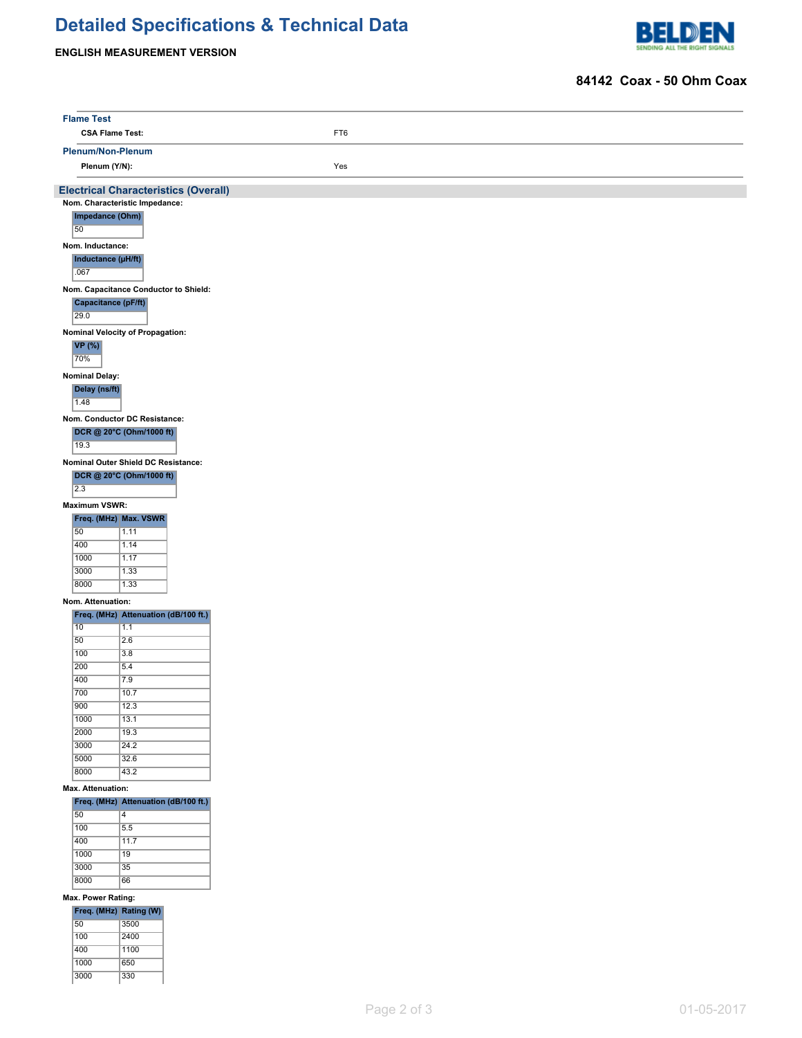# Detailed Specifications & Technical Data

**ENGLISH MEASUREMENT VERSION**

**84142 Coax - 50 Ohm Coax**

### Flame Test

**CSA Flame Test:** FT6

### Plenum/Non-Plenum

**Plenum (Y/N):** Yes

## Electrical Characteristics (Overall)

**Nom. Characteristic Impedance:**

| Impedance (Ohm) |
|---|
| 50 |

**Nom. Inductance:**

| Inductance (µH/ft) |
|---|
| .067 |

**Nom. Capacitance Conductor to Shield:**

| Capacitance (pF/ft) |
|---|
| 29.0 |

**Nominal Velocity of Propagation:**

| VP (%) |
|---|
| 70% |

**Nominal Delay:**

| Delay (ns/ft) |
|---|
| 1.48 |

**Nom. Conductor DC Resistance:**

| DCR @ 20°C (Ohm/1000 ft) |
|---|
| 19.3 |

**Nominal Outer Shield DC Resistance:**

| DCR @ 20°C (Ohm/1000 ft) |
|---|
| 2.3 |

**Maximum VSWR:**

| Freq. (MHz) | Max. VSWR |
|---|---|
| 50 | 1.11 |
| 400 | 1.14 |
| 1000 | 1.17 |
| 3000 | 1.33 |
| 8000 | 1.33 |

**Nom. Attenuation:**

| Freq. (MHz) | Attenuation (dB/100 ft.) |
|---|---|
| 10 | 1.1 |
| 50 | 2.6 |
| 100 | 3.8 |
| 200 | 5.4 |
| 400 | 7.9 |
| 700 | 10.7 |
| 900 | 12.3 |
| 1000 | 13.1 |
| 2000 | 19.3 |
| 3000 | 24.2 |
| 5000 | 32.6 |
| 8000 | 43.2 |

**Max. Attenuation:**

| Freq. (MHz) | Attenuation (dB/100 ft.) |
|---|---|
| 50 | 4 |
| 100 | 5.5 |
| 400 | 11.7 |
| 1000 | 19 |
| 3000 | 35 |
| 8000 | 66 |

**Max. Power Rating:**

| Freq. (MHz) | Rating (W) |
|---|---|
| 50 | 3500 |
| 100 | 2400 |
| 400 | 1100 |
| 1000 | 650 |
| 3000 | 330 |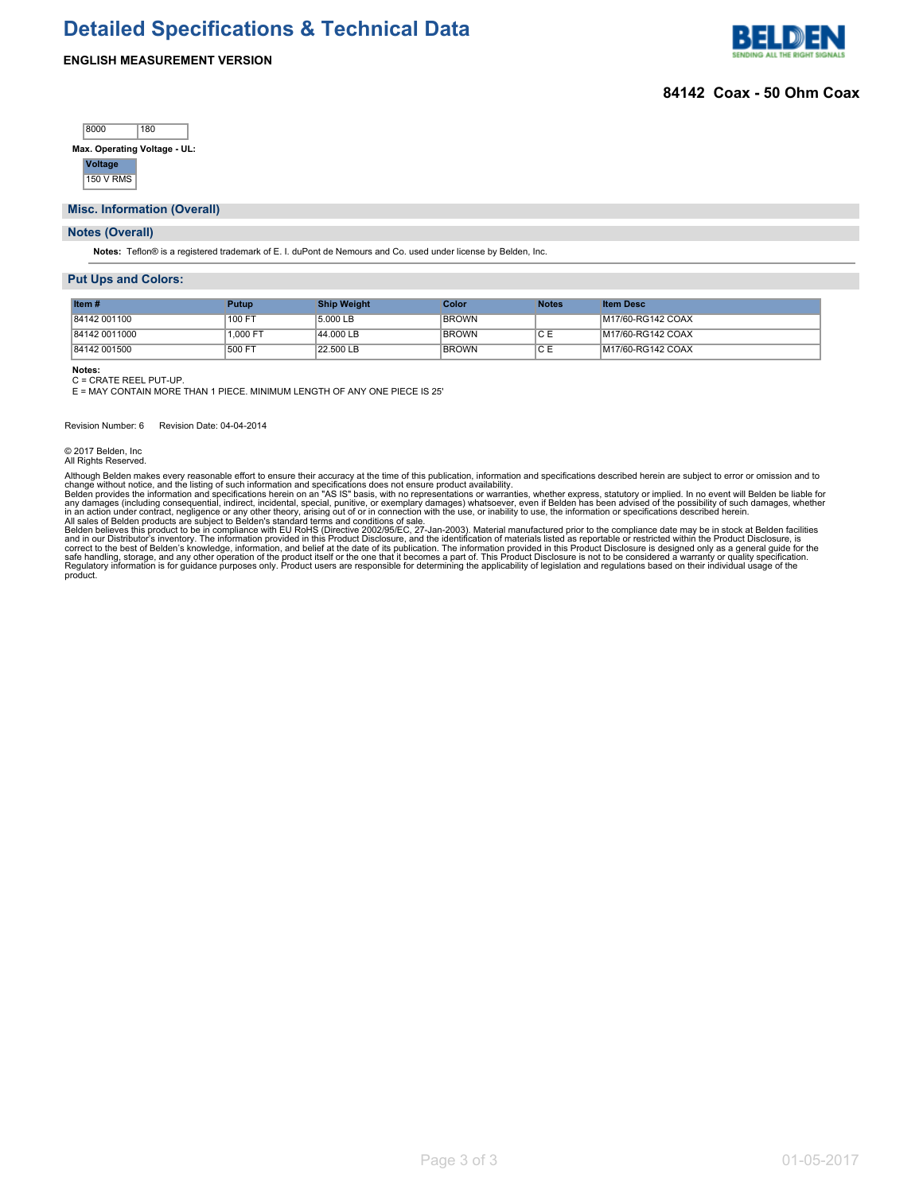# Detailed Specifications & Technical Data

**ENGLISH MEASUREMENT VERSION**

## 84142 Coax - 50 Ohm Coax

| | |
|---|---|
| 8000 | 180 |

**Max. Operating Voltage - UL:**

| Voltage |
|---|
| 150 V RMS |

### Misc. Information (Overall)

### Notes (Overall)

**Notes:** Teflon® is a registered trademark of E. I. duPont de Nemours and Co. used under license by Belden, Inc.

### Put Ups and Colors:

| Item # | Putup | Ship Weight | Color | Notes | Item Desc |
|---|---|---|---|---|---|
| 84142 001100 | 100 FT | 5.000 LB | BROWN | | M17/60-RG142 COAX |
| 84142 0011000 | 1,000 FT | 44.000 LB | BROWN | C E | M17/60-RG142 COAX |
| 84142 001500 | 500 FT | 22.500 LB | BROWN | C E | M17/60-RG142 COAX |

**Notes:**
C = CRATE REEL PUT-UP.
E = MAY CONTAIN MORE THAN 1 PIECE. MINIMUM LENGTH OF ANY ONE PIECE IS 25'

Revision Number: 6 Revision Date: 04-04-2014

© 2017 Belden, Inc
All Rights Reserved.

Although Belden makes every reasonable effort to ensure their accuracy at the time of this publication, information and specifications described herein are subject to error or omission and to change without notice, and the listing of such information and specifications does not ensure product availability.
Belden provides the information and specifications herein on an "AS IS" basis, with no representations or warranties, whether express, statutory or implied. In no event will Belden be liable for any damages (including consequential, indirect, incidental, special, punitive, or exemplary damages) whatsoever, even if Belden has been advised of the possibility of such damages, whether in an action under contract, negligence or any other theory, arising out of or in connection with the use, or inability to use, the information or specifications described herein.
All sales of Belden products are subject to Belden's standard terms and conditions of sale.
Belden believes this product to be in compliance with EU RoHS (Directive 2002/95/EC, 27-Jan-2003). Material manufactured prior to the compliance date may be in stock at Belden facilities and in our Distributor's inventory. The information provided in this Product Disclosure, and the identification of materials listed as reportable or restricted within the Product Disclosure, is correct to the best of Belden's knowledge, information, and belief at the date of its publication. The information provided in this Product Disclosure is designed only as a general guide for the safe handling, storage, and any other operation of the product itself or the one that it becomes a part of. This Product Disclosure is not to be considered a warranty or quality specification. Regulatory information is for guidance purposes only. Product users are responsible for determining the applicability of legislation and regulations based on their individual usage of the product.